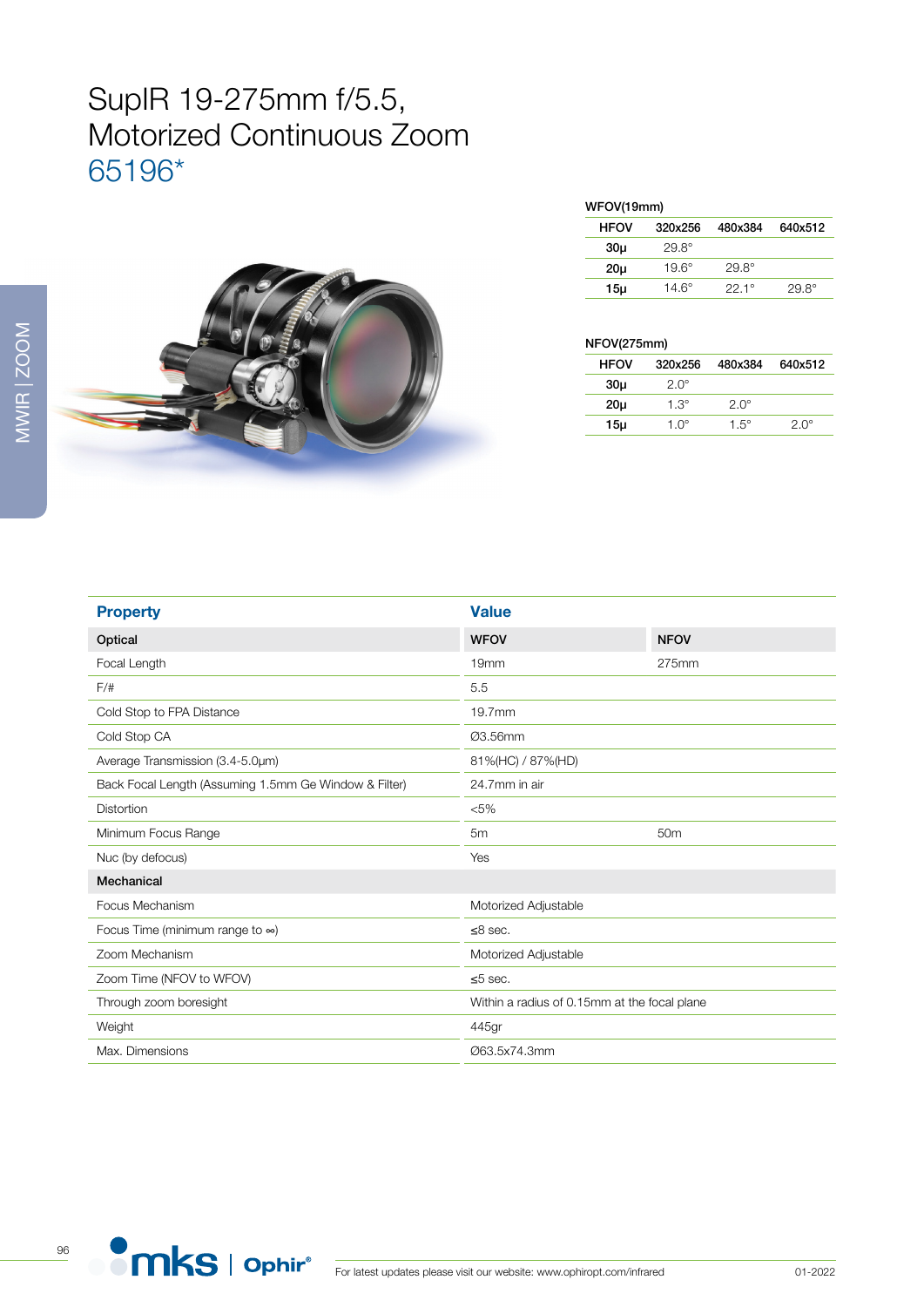# SupIR 19-275mm f/5.5, Motorized Continuous Zoom

## 65196*

WFOV(19mm)

| HFOV | 320x256 | 480x384 | 640x512 |
|---|---|---|---|
| 30µ | 29.8° | | |
| 20µ | 19.6° | 29.8° | |
| 15µ | 14.6° | 22.1° | 29.8° |

NFOV(275mm)

| HFOV | 320x256 | 480x384 | 640x512 |
|---|---|---|---|
| 30µ | 2.0° | | |
| 20µ | 1.3° | 2.0° | |
| 15µ | 1.0° | 1.5° | 2.0° |

| Property | Value | |
|---|---|---|
| **Optical** | **WFOV** | **NFOV** |
| Focal Length | 19mm | 275mm |
| F/# | 5.5 | |
| Cold Stop to FPA Distance | 19.7mm | |
| Cold Stop CA | Ø3.56mm | |
| Average Transmission (3.4-5.0µm) | 81%(HC) / 87%(HD) | |
| Back Focal Length (Assuming 1.5mm Ge Window & Filter) | 24.7mm in air | |
| Distortion | <5% | |
| Minimum Focus Range | 5m | 50m |
| Nuc (by defocus) | Yes | |
| **Mechanical** | | |
| Focus Mechanism | Motorized Adjustable | |
| Focus Time (minimum range to ∞) | ≤8 sec. | |
| Zoom Mechanism | Motorized Adjustable | |
| Zoom Time (NFOV to WFOV) | ≤5 sec. | |
| Through zoom boresight | Within a radius of 0.15mm at the focal plane | |
| Weight | 445gr | |
| Max. Dimensions | Ø63.5x74.3mm | |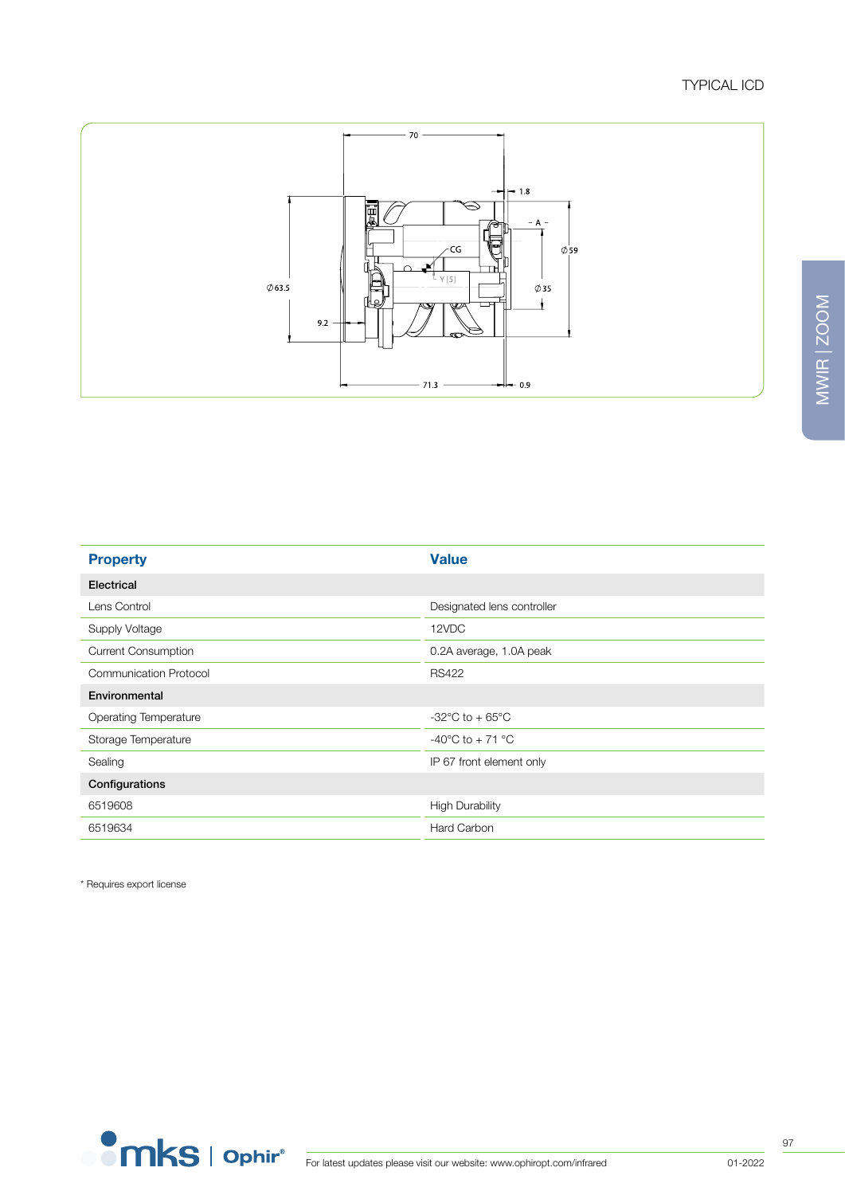TYPICAL ICD

70

1.8

- A -

CG

Ø59

Ø63.5

Y [5]

Ø35

9.2

71.3

0.9

| Property | Value |
|---|---|
| **Electrical** | |
| Lens Control | Designated lens controller |
| Supply Voltage | 12VDC |
| Current Consumption | 0.2A average, 1.0A peak |
| Communication Protocol | RS422 |
| **Environmental** | |
| Operating Temperature | -32°C to + 65°C |
| Storage Temperature | -40°C to + 71 °C |
| Sealing | IP 67 front element only |
| **Configurations** | |
| 6519608 | High Durability |
| 6519634 | Hard Carbon |

* Requires export license

For latest updates please visit our website: www.ophiropt.com/infrared

01-2022